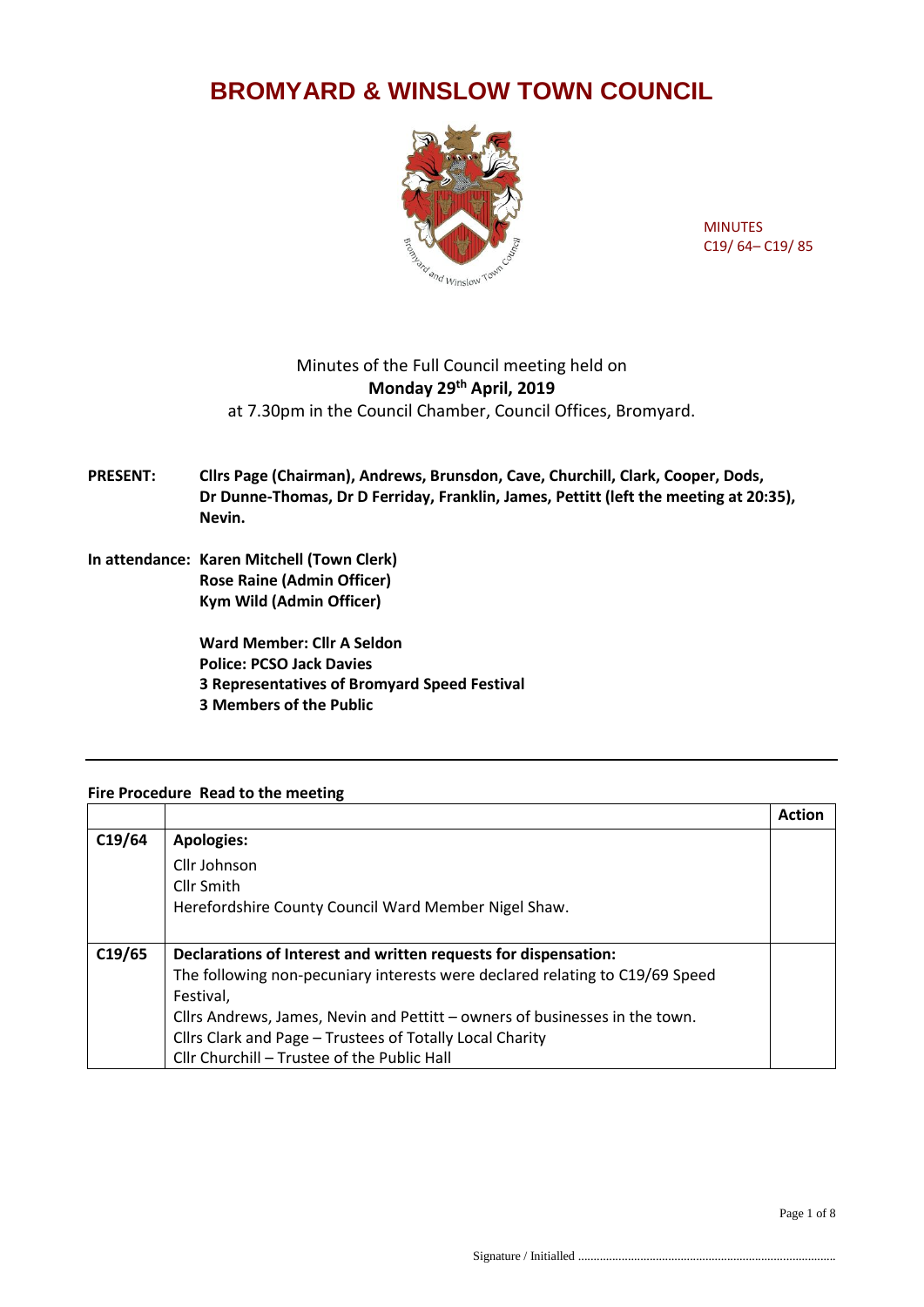# BROMYARD & WINSLOW TOWN COUNCIL

MINUTES
C19/ 64– C19/ 85

Minutes of the Full Council meeting held on
**Monday 29th April, 2019**
at 7.30pm in the Council Chamber, Council Offices, Bromyard.

**PRESENT:** **Cllrs Page (Chairman), Andrews, Brunsdon, Cave, Churchill, Clark, Cooper, Dods, Dr Dunne-Thomas, Dr D Ferriday, Franklin, James, Pettitt (left the meeting at 20:35), Nevin.**

**In attendance:** **Karen Mitchell (Town Clerk)**
**Rose Raine (Admin Officer)**
**Kym Wild (Admin Officer)**

**Ward Member: Cllr A Seldon**
**Police: PCSO Jack Davies**
**3 Representatives of Bromyard Speed Festival**
**3 Members of the Public**

---

**Fire Procedure Read to the meeting**

| | | Action |
|---|---|---|
| C19/64 | **Apologies:**<br>Cllr Johnson<br>Cllr Smith<br>Herefordshire County Council Ward Member Nigel Shaw. | |
| C19/65 | **Declarations of Interest and written requests for dispensation:**<br>The following non-pecuniary interests were declared relating to C19/69 Speed Festival,<br>Cllrs Andrews, James, Nevin and Pettitt – owners of businesses in the town.<br>Cllrs Clark and Page – Trustees of Totally Local Charity<br>Cllr Churchill – Trustee of the Public Hall | |

Signature / Initialled ..................................................................................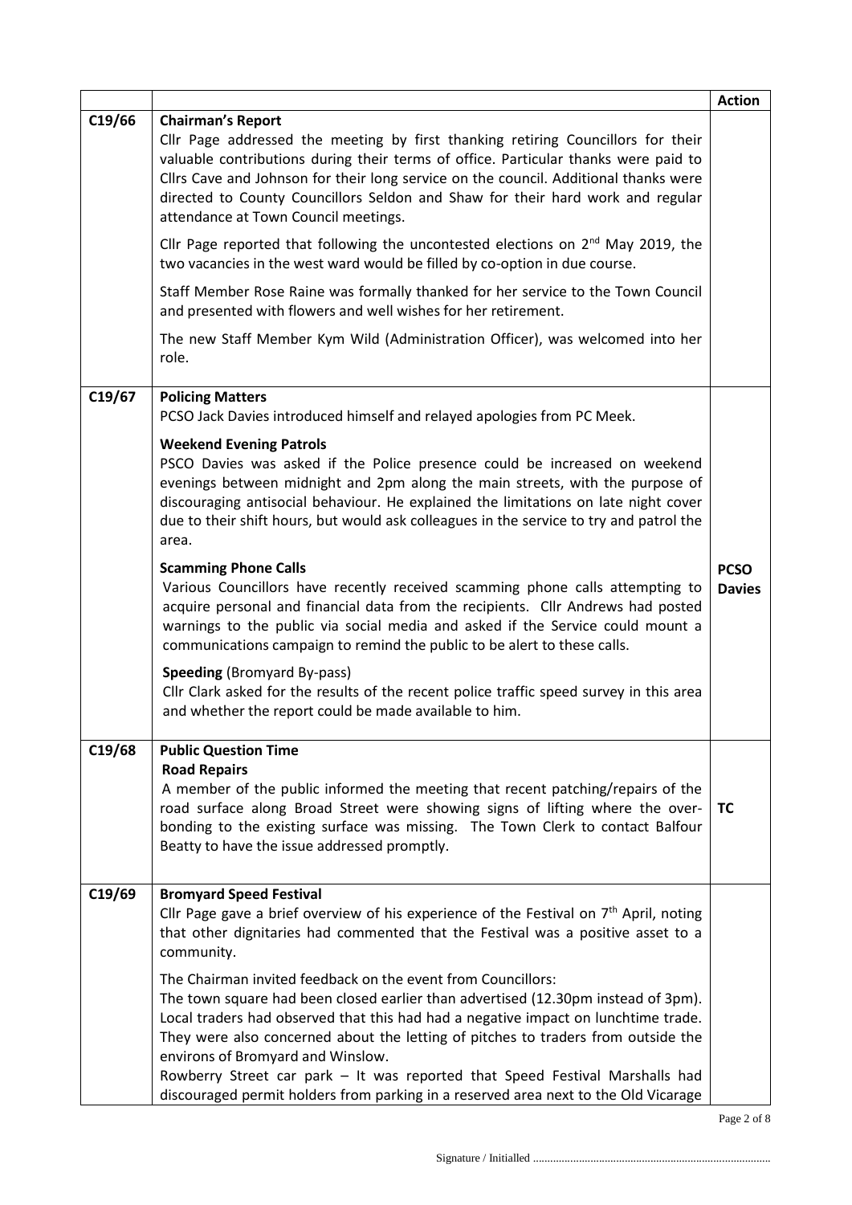| | | Action |
|---|---|---|
| C19/66 | **Chairman's Report**<br>Cllr Page addressed the meeting by first thanking retiring Councillors for their valuable contributions during their terms of office. Particular thanks were paid to Cllrs Cave and Johnson for their long service on the council. Additional thanks were directed to County Councillors Seldon and Shaw for their hard work and regular attendance at Town Council meetings.<br><br>Cllr Page reported that following the uncontested elections on 2nd May 2019, the two vacancies in the west ward would be filled by co-option in due course.<br><br>Staff Member Rose Raine was formally thanked for her service to the Town Council and presented with flowers and well wishes for her retirement.<br><br>The new Staff Member Kym Wild (Administration Officer), was welcomed into her role. | |
| C19/67 | **Policing Matters**<br>PCSO Jack Davies introduced himself and relayed apologies from PC Meek.<br><br>**Weekend Evening Patrols**<br>PSCO Davies was asked if the Police presence could be increased on weekend evenings between midnight and 2pm along the main streets, with the purpose of discouraging antisocial behaviour. He explained the limitations on late night cover due to their shift hours, but would ask colleagues in the service to try and patrol the area.<br><br>**Scamming Phone Calls**<br>Various Councillors have recently received scamming phone calls attempting to acquire personal and financial data from the recipients. Cllr Andrews had posted warnings to the public via social media and asked if the Service could mount a communications campaign to remind the public to be alert to these calls.<br><br>**Speeding** (Bromyard By-pass)<br>Cllr Clark asked for the results of the recent police traffic speed survey in this area and whether the report could be made available to him. | **PCSO Davies** |
| C19/68 | **Public Question Time**<br>**Road Repairs**<br>A member of the public informed the meeting that recent patching/repairs of the road surface along Broad Street were showing signs of lifting where the over-bonding to the existing surface was missing. The Town Clerk to contact Balfour Beatty to have the issue addressed promptly. | **TC** |
| C19/69 | **Bromyard Speed Festival**<br>Cllr Page gave a brief overview of his experience of the Festival on 7th April, noting that other dignitaries had commented that the Festival was a positive asset to a community.<br><br>The Chairman invited feedback on the event from Councillors:<br>The town square had been closed earlier than advertised (12.30pm instead of 3pm). Local traders had observed that this had had a negative impact on lunchtime trade. They were also concerned about the letting of pitches to traders from outside the environs of Bromyard and Winslow.<br>Rowberry Street car park – It was reported that Speed Festival Marshalls had discouraged permit holders from parking in a reserved area next to the Old Vicarage | |

Signature / Initialled ..................................................................................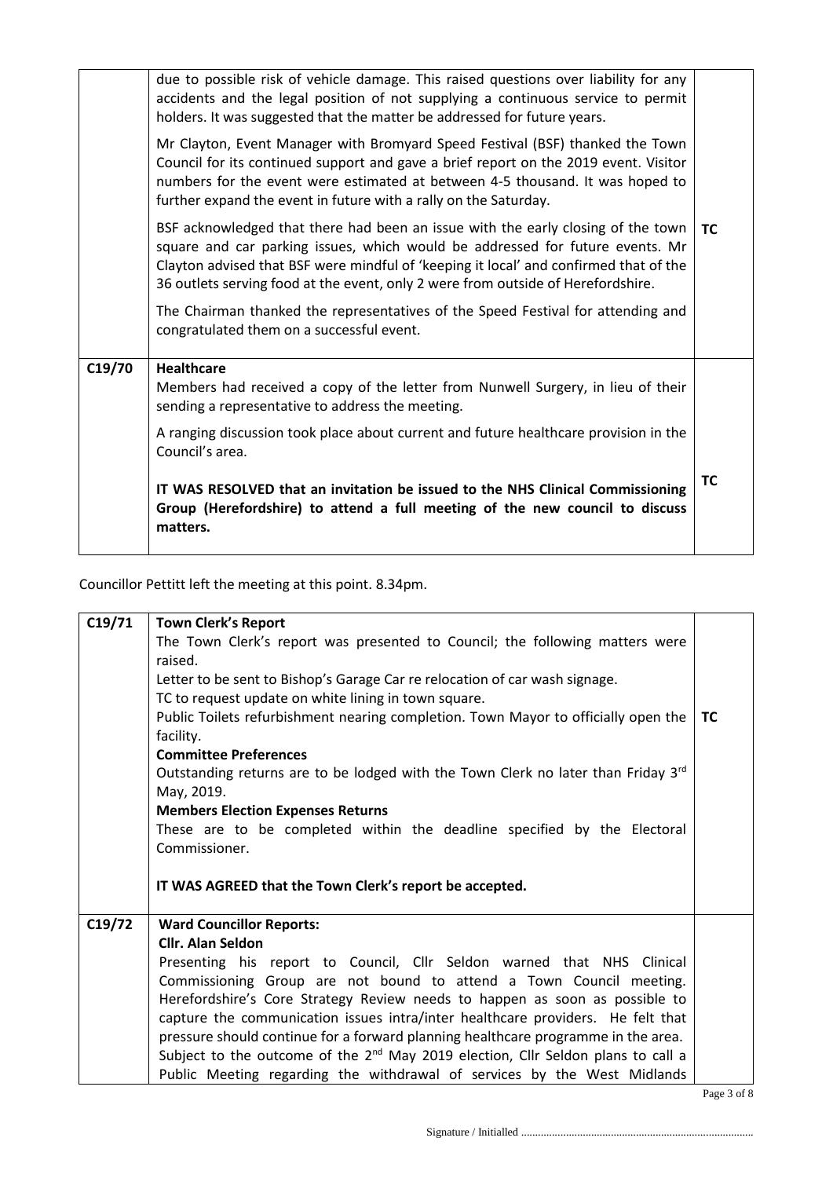| | | |
|---|---|---|
| | due to possible risk of vehicle damage. This raised questions over liability for any accidents and the legal position of not supplying a continuous service to permit holders. It was suggested that the matter be addressed for future years.<br><br>Mr Clayton, Event Manager with Bromyard Speed Festival (BSF) thanked the Town Council for its continued support and gave a brief report on the 2019 event. Visitor numbers for the event were estimated at between 4-5 thousand. It was hoped to further expand the event in future with a rally on the Saturday.<br><br>BSF acknowledged that there had been an issue with the early closing of the town square and car parking issues, which would be addressed for future events. Mr Clayton advised that BSF were mindful of 'keeping it local' and confirmed that of the 36 outlets serving food at the event, only 2 were from outside of Herefordshire.<br><br>The Chairman thanked the representatives of the Speed Festival for attending and congratulated them on a successful event. | **TC** |
| C19/70 | **Healthcare**<br>Members had received a copy of the letter from Nunwell Surgery, in lieu of their sending a representative to address the meeting.<br><br>A ranging discussion took place about current and future healthcare provision in the Council's area.<br><br>**IT WAS RESOLVED that an invitation be issued to the NHS Clinical Commissioning Group (Herefordshire) to attend a full meeting of the new council to discuss matters.** | **TC** |

Councillor Pettitt left the meeting at this point. 8.34pm.

| | | |
|---|---|---|
| C19/71 | **Town Clerk's Report**<br>The Town Clerk's report was presented to Council; the following matters were raised.<br>Letter to be sent to Bishop's Garage Car re relocation of car wash signage.<br>TC to request update on white lining in town square.<br>Public Toilets refurbishment nearing completion. Town Mayor to officially open the facility.<br>**Committee Preferences**<br>Outstanding returns are to be lodged with the Town Clerk no later than Friday 3rd May, 2019.<br>**Members Election Expenses Returns**<br>These are to be completed within the deadline specified by the Electoral Commissioner.<br><br>**IT WAS AGREED that the Town Clerk's report be accepted.** | **TC** |
| C19/72 | **Ward Councillor Reports:**<br>**Cllr. Alan Seldon**<br>Presenting his report to Council, Cllr Seldon warned that NHS Clinical Commissioning Group are not bound to attend a Town Council meeting. Herefordshire's Core Strategy Review needs to happen as soon as possible to capture the communication issues intra/inter healthcare providers. He felt that pressure should continue for a forward planning healthcare programme in the area. Subject to the outcome of the 2nd May 2019 election, Cllr Seldon plans to call a Public Meeting regarding the withdrawal of services by the West Midlands | |

Signature / Initialled ..................................................................................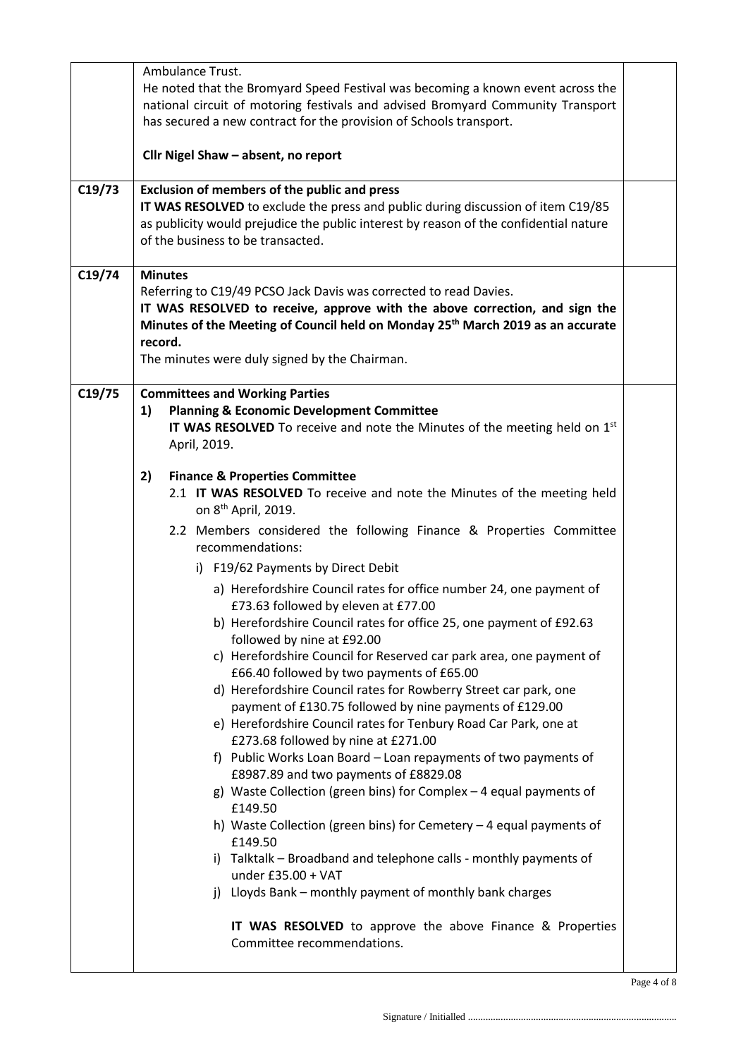| | | |
|---|---|---|
| | Ambulance Trust.<br>He noted that the Bromyard Speed Festival was becoming a known event across the national circuit of motoring festivals and advised Bromyard Community Transport has secured a new contract for the provision of Schools transport.<br><br>**Cllr Nigel Shaw – absent, no report** | |
| C19/73 | **Exclusion of members of the public and press**<br>**IT WAS RESOLVED** to exclude the press and public during discussion of item C19/85 as publicity would prejudice the public interest by reason of the confidential nature of the business to be transacted. | |
| C19/74 | **Minutes**<br>Referring to C19/49 PCSO Jack Davis was corrected to read Davies.<br>**IT WAS RESOLVED to receive, approve with the above correction, and sign the Minutes of the Meeting of Council held on Monday 25th March 2019 as an accurate record.**<br>The minutes were duly signed by the Chairman. | |
| C19/75 | **Committees and Working Parties**<br>**1) Planning & Economic Development Committee**<br>**IT WAS RESOLVED** To receive and note the Minutes of the meeting held on 1st April, 2019.<br><br>**2) Finance & Properties Committee**<br>2.1 **IT WAS RESOLVED** To receive and note the Minutes of the meeting held on 8th April, 2019.<br>2.2 Members considered the following Finance & Properties Committee recommendations:<br>i) F19/62 Payments by Direct Debit<br>a) Herefordshire Council rates for office number 24, one payment of £73.63 followed by eleven at £77.00<br>b) Herefordshire Council rates for office 25, one payment of £92.63 followed by nine at £92.00<br>c) Herefordshire Council for Reserved car park area, one payment of £66.40 followed by two payments of £65.00<br>d) Herefordshire Council rates for Rowberry Street car park, one payment of £130.75 followed by nine payments of £129.00<br>e) Herefordshire Council rates for Tenbury Road Car Park, one at £273.68 followed by nine at £271.00<br>f) Public Works Loan Board – Loan repayments of two payments of £8987.89 and two payments of £8829.08<br>g) Waste Collection (green bins) for Complex – 4 equal payments of £149.50<br>h) Waste Collection (green bins) for Cemetery – 4 equal payments of £149.50<br>i) Talktalk – Broadband and telephone calls - monthly payments of under £35.00 + VAT<br>j) Lloyds Bank – monthly payment of monthly bank charges<br><br>**IT WAS RESOLVED** to approve the above Finance & Properties Committee recommendations. | |

Signature / Initialled ..................................................................................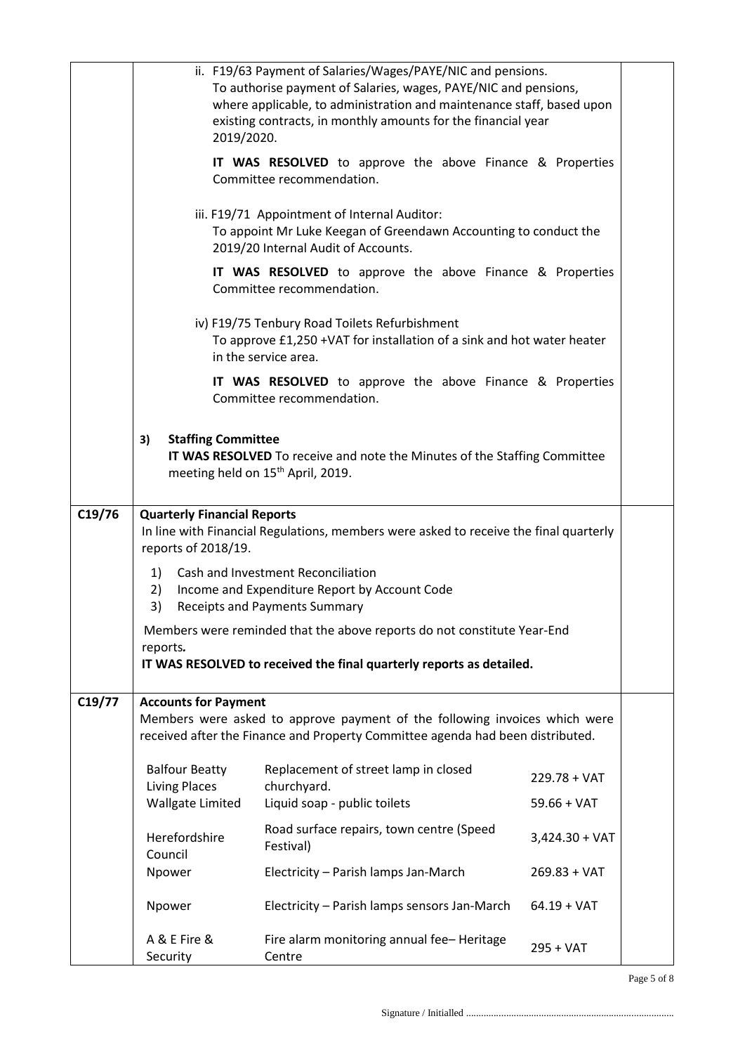| | | |
|---|---|---|
| | ii. F19/63 Payment of Salaries/Wages/PAYE/NIC and pensions.<br>To authorise payment of Salaries, wages, PAYE/NIC and pensions, where applicable, to administration and maintenance staff, based upon existing contracts, in monthly amounts for the financial year 2019/2020.<br><br>**IT WAS RESOLVED** to approve the above Finance & Properties Committee recommendation.<br><br>iii. F19/71 Appointment of Internal Auditor:<br>To appoint Mr Luke Keegan of Greendawn Accounting to conduct the 2019/20 Internal Audit of Accounts.<br><br>**IT WAS RESOLVED** to approve the above Finance & Properties Committee recommendation.<br><br>iv) F19/75 Tenbury Road Toilets Refurbishment<br>To approve £1,250 +VAT for installation of a sink and hot water heater in the service area.<br><br>**IT WAS RESOLVED** to approve the above Finance & Properties Committee recommendation.<br><br>3) **Staffing Committee**<br>**IT WAS RESOLVED** To receive and note the Minutes of the Staffing Committee meeting held on 15th April, 2019. | |
| C19/76 | **Quarterly Financial Reports**<br>In line with Financial Regulations, members were asked to receive the final quarterly reports of 2018/19.<br><br>1) Cash and Investment Reconciliation<br>2) Income and Expenditure Report by Account Code<br>3) Receipts and Payments Summary<br><br>Members were reminded that the above reports do not constitute Year-End reports*.*<br>**IT WAS RESOLVED to received the final quarterly reports as detailed.** | |
| C19/77 | **Accounts for Payment**<br>Members were asked to approve payment of the following invoices which were received after the Finance and Property Committee agenda had been distributed.<br><br>Balfour Beatty Living Places — Replacement of street lamp in closed churchyard. — 229.78 + VAT<br>Wallgate Limited — Liquid soap - public toilets — 59.66 + VAT<br>Herefordshire Council — Road surface repairs, town centre (Speed Festival) — 3,424.30 + VAT<br>Npower — Electricity – Parish lamps Jan-March — 269.83 + VAT<br>Npower — Electricity – Parish lamps sensors Jan-March — 64.19 + VAT<br>A & E Fire & Security — Fire alarm monitoring annual fee– Heritage Centre — 295 + VAT | |

Signature / Initialled ..................................................................................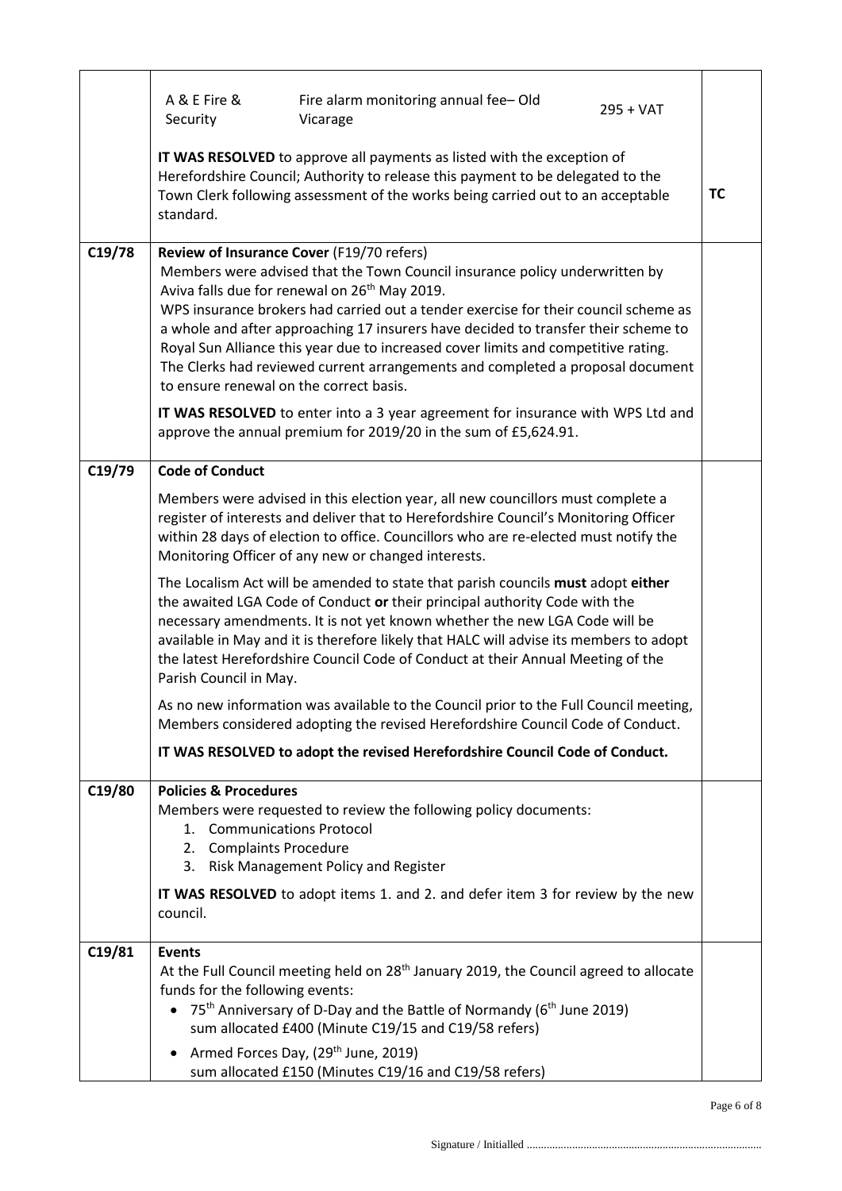| | | |
|---|---|---|
| | A & E Fire & Security — Fire alarm monitoring annual fee– Old Vicarage — 295 + VAT<br><br>**IT WAS RESOLVED** to approve all payments as listed with the exception of Herefordshire Council; Authority to release this payment to be delegated to the Town Clerk following assessment of the works being carried out to an acceptable standard. | **TC** |
| **C19/78** | **Review of Insurance Cover** (F19/70 refers)<br>Members were advised that the Town Council insurance policy underwritten by Aviva falls due for renewal on 26th May 2019.<br>WPS insurance brokers had carried out a tender exercise for their council scheme as a whole and after approaching 17 insurers have decided to transfer their scheme to Royal Sun Alliance this year due to increased cover limits and competitive rating.<br>The Clerks had reviewed current arrangements and completed a proposal document to ensure renewal on the correct basis.<br><br>**IT WAS RESOLVED** to enter into a 3 year agreement for insurance with WPS Ltd and approve the annual premium for 2019/20 in the sum of £5,624.91. | |
| **C19/79** | **Code of Conduct**<br><br>Members were advised in this election year, all new councillors must complete a register of interests and deliver that to Herefordshire Council's Monitoring Officer within 28 days of election to office. Councillors who are re-elected must notify the Monitoring Officer of any new or changed interests.<br><br>The Localism Act will be amended to state that parish councils **must** adopt **either** the awaited LGA Code of Conduct **or** their principal authority Code with the necessary amendments. It is not yet known whether the new LGA Code will be available in May and it is therefore likely that HALC will advise its members to adopt the latest Herefordshire Council Code of Conduct at their Annual Meeting of the Parish Council in May.<br><br>As no new information was available to the Council prior to the Full Council meeting, Members considered adopting the revised Herefordshire Council Code of Conduct.<br><br>**IT WAS RESOLVED to adopt the revised Herefordshire Council Code of Conduct.** | |
| **C19/80** | **Policies & Procedures**<br>Members were requested to review the following policy documents:<br>1. Communications Protocol<br>2. Complaints Procedure<br>3. Risk Management Policy and Register<br><br>**IT WAS RESOLVED** to adopt items 1. and 2. and defer item 3 for review by the new council. | |
| **C19/81** | **Events**<br>At the Full Council meeting held on 28th January 2019, the Council agreed to allocate funds for the following events:<br>• 75th Anniversary of D-Day and the Battle of Normandy (6th June 2019) sum allocated £400 (Minute C19/15 and C19/58 refers)<br>• Armed Forces Day, (29th June, 2019) sum allocated £150 (Minutes C19/16 and C19/58 refers) | |

Signature / Initialled ....................................................................................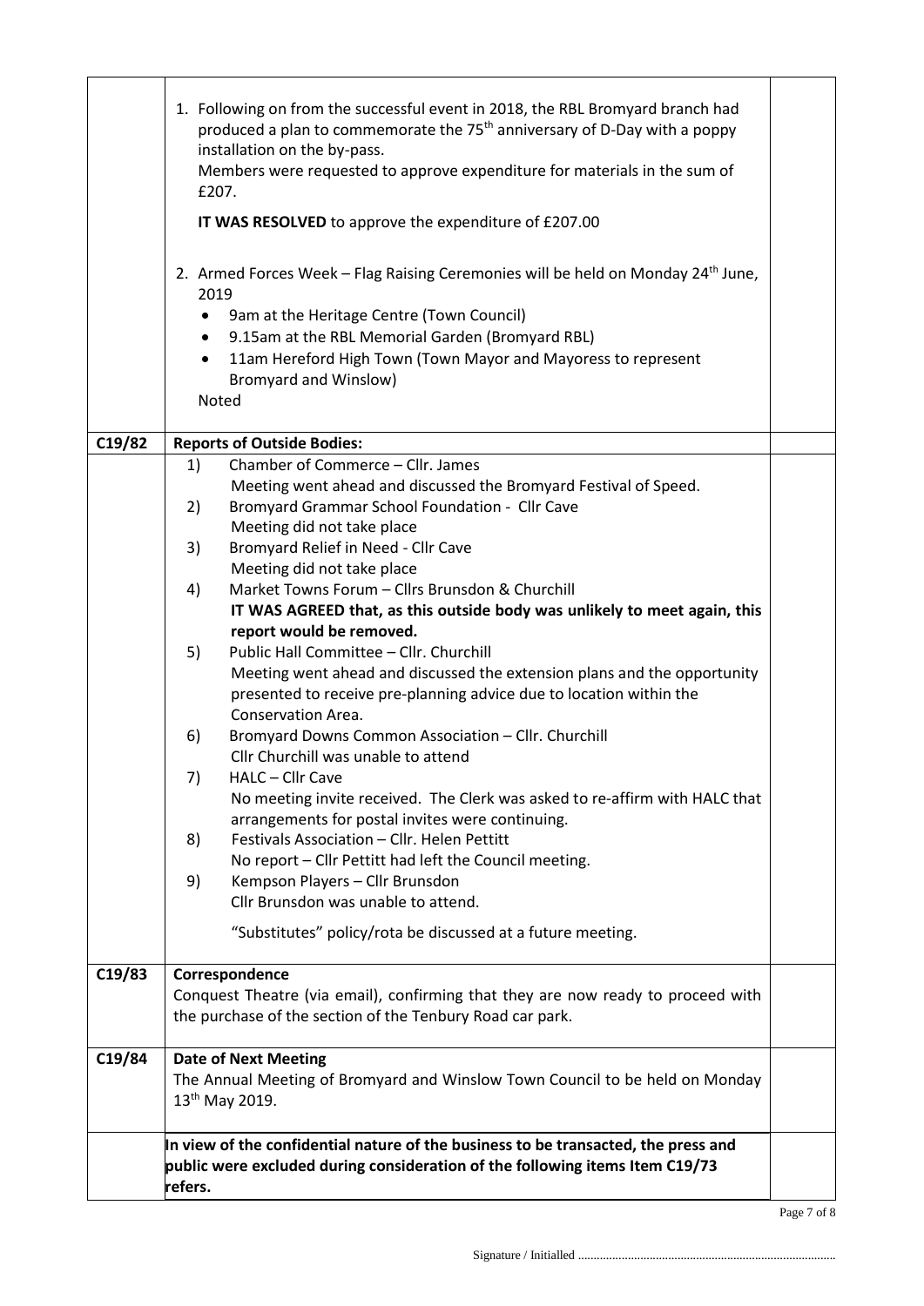| | | |
|---|---|---|
| | 1. Following on from the successful event in 2018, the RBL Bromyard branch had produced a plan to commemorate the 75th anniversary of D-Day with a poppy installation on the by-pass.<br>Members were requested to approve expenditure for materials in the sum of £207.<br><br>**IT WAS RESOLVED** to approve the expenditure of £207.00<br><br>2. Armed Forces Week – Flag Raising Ceremonies will be held on Monday 24th June, 2019<br>• 9am at the Heritage Centre (Town Council)<br>• 9.15am at the RBL Memorial Garden (Bromyard RBL)<br>• 11am Hereford High Town (Town Mayor and Mayoress to represent Bromyard and Winslow)<br>Noted | |
| C19/82 | **Reports of Outside Bodies:** | |
| | 1) Chamber of Commerce – Cllr. James<br>Meeting went ahead and discussed the Bromyard Festival of Speed.<br>2) Bromyard Grammar School Foundation - Cllr Cave<br>Meeting did not take place<br>3) Bromyard Relief in Need - Cllr Cave<br>Meeting did not take place<br>4) Market Towns Forum – Cllrs Brunsdon & Churchill<br>**IT WAS AGREED that, as this outside body was unlikely to meet again, this report would be removed.**<br>5) Public Hall Committee – Cllr. Churchill<br>Meeting went ahead and discussed the extension plans and the opportunity presented to receive pre-planning advice due to location within the Conservation Area.<br>6) Bromyard Downs Common Association – Cllr. Churchill<br>Cllr Churchill was unable to attend<br>7) HALC – Cllr Cave<br>No meeting invite received. The Clerk was asked to re-affirm with HALC that arrangements for postal invites were continuing.<br>8) Festivals Association – Cllr. Helen Pettitt<br>No report – Cllr Pettitt had left the Council meeting.<br>9) Kempson Players – Cllr Brunsdon<br>Cllr Brunsdon was unable to attend.<br><br>"Substitutes" policy/rota be discussed at a future meeting. | |
| C19/83 | **Correspondence**<br>Conquest Theatre (via email), confirming that they are now ready to proceed with the purchase of the section of the Tenbury Road car park. | |
| C19/84 | **Date of Next Meeting**<br>The Annual Meeting of Bromyard and Winslow Town Council to be held on Monday 13th May 2019. | |
| | **In view of the confidential nature of the business to be transacted, the press and public were excluded during consideration of the following items Item C19/73 refers.** | |

Signature / Initialled ..................................................................................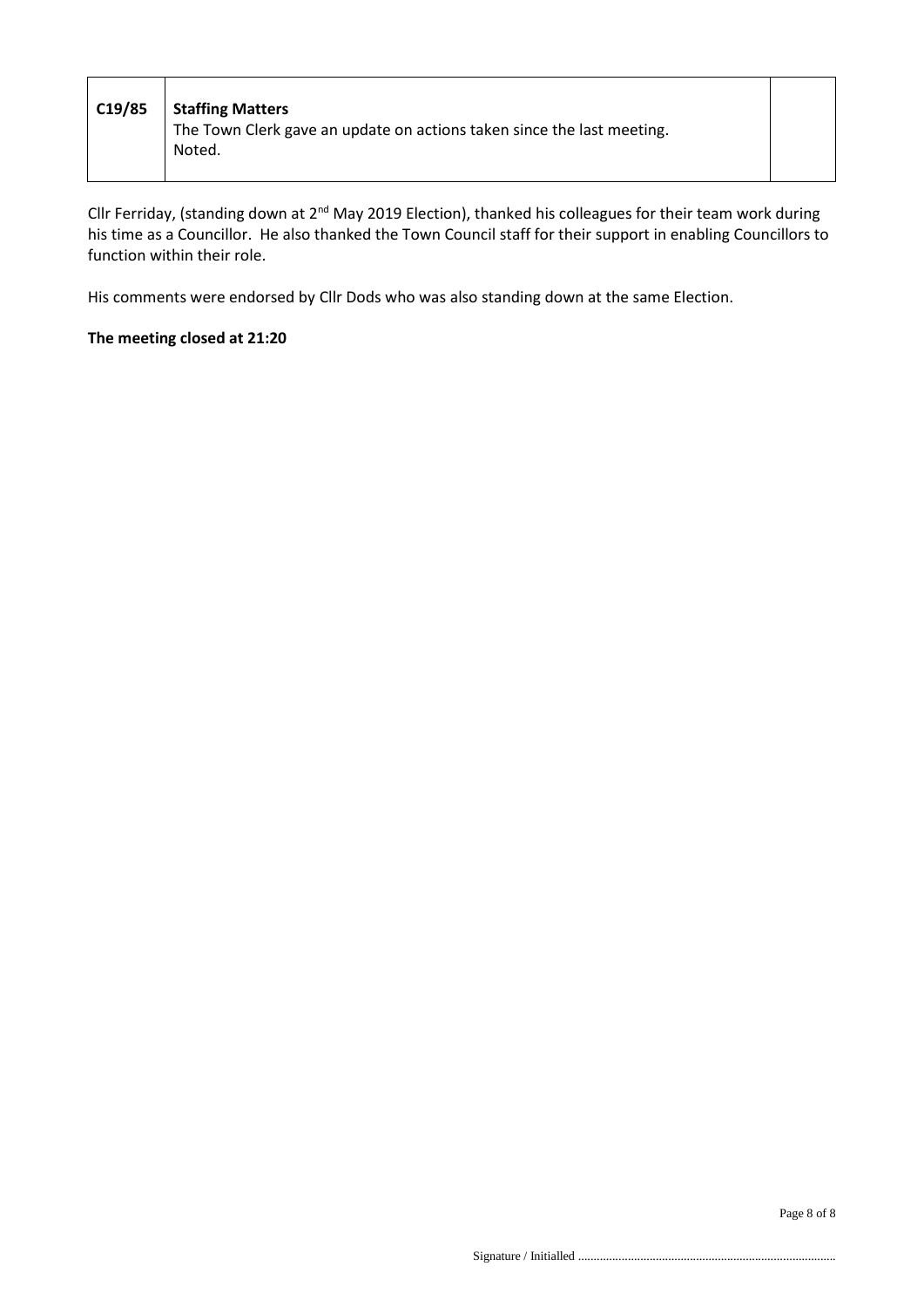| | | |
|---|---|---|
| **C19/85** | **Staffing Matters**<br>The Town Clerk gave an update on actions taken since the last meeting.<br>Noted. | |

Cllr Ferriday, (standing down at 2nd May 2019 Election), thanked his colleagues for their team work during his time as a Councillor. He also thanked the Town Council staff for their support in enabling Councillors to function within their role.

His comments were endorsed by Cllr Dods who was also standing down at the same Election.

**The meeting closed at 21:20**

Signature / Initialled ..................................................................................